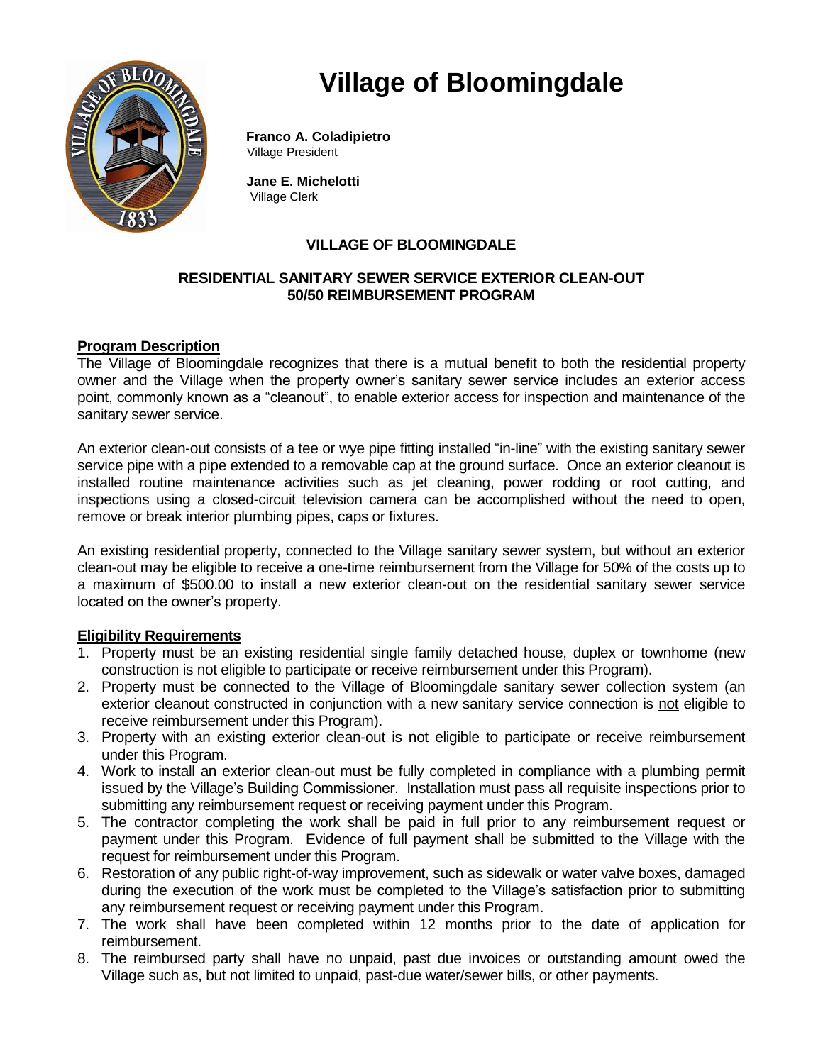# Village of Bloomingdale

**Franco A. Coladipietro**
Village President

**Jane E. Michelotti**
Village Clerk

## VILLAGE OF BLOOMINGDALE

### RESIDENTIAL SANITARY SEWER SERVICE EXTERIOR CLEAN-OUT 50/50 REIMBURSEMENT PROGRAM

**Program Description**

The Village of Bloomingdale recognizes that there is a mutual benefit to both the residential property owner and the Village when the property owner's sanitary sewer service includes an exterior access point, commonly known as a "cleanout", to enable exterior access for inspection and maintenance of the sanitary sewer service.

An exterior clean-out consists of a tee or wye pipe fitting installed "in-line" with the existing sanitary sewer service pipe with a pipe extended to a removable cap at the ground surface. Once an exterior cleanout is installed routine maintenance activities such as jet cleaning, power rodding or root cutting, and inspections using a closed-circuit television camera can be accomplished without the need to open, remove or break interior plumbing pipes, caps or fixtures.

An existing residential property, connected to the Village sanitary sewer system, but without an exterior clean-out may be eligible to receive a one-time reimbursement from the Village for 50% of the costs up to a maximum of $500.00 to install a new exterior clean-out on the residential sanitary sewer service located on the owner's property.

**Eligibility Requirements**

1. Property must be an existing residential single family detached house, duplex or townhome (new construction is not eligible to participate or receive reimbursement under this Program).
2. Property must be connected to the Village of Bloomingdale sanitary sewer collection system (an exterior cleanout constructed in conjunction with a new sanitary service connection is not eligible to receive reimbursement under this Program).
3. Property with an existing exterior clean-out is not eligible to participate or receive reimbursement under this Program.
4. Work to install an exterior clean-out must be fully completed in compliance with a plumbing permit issued by the Village's Building Commissioner. Installation must pass all requisite inspections prior to submitting any reimbursement request or receiving payment under this Program.
5. The contractor completing the work shall be paid in full prior to any reimbursement request or payment under this Program. Evidence of full payment shall be submitted to the Village with the request for reimbursement under this Program.
6. Restoration of any public right-of-way improvement, such as sidewalk or water valve boxes, damaged during the execution of the work must be completed to the Village's satisfaction prior to submitting any reimbursement request or receiving payment under this Program.
7. The work shall have been completed within 12 months prior to the date of application for reimbursement.
8. The reimbursed party shall have no unpaid, past due invoices or outstanding amount owed the Village such as, but not limited to unpaid, past-due water/sewer bills, or other payments.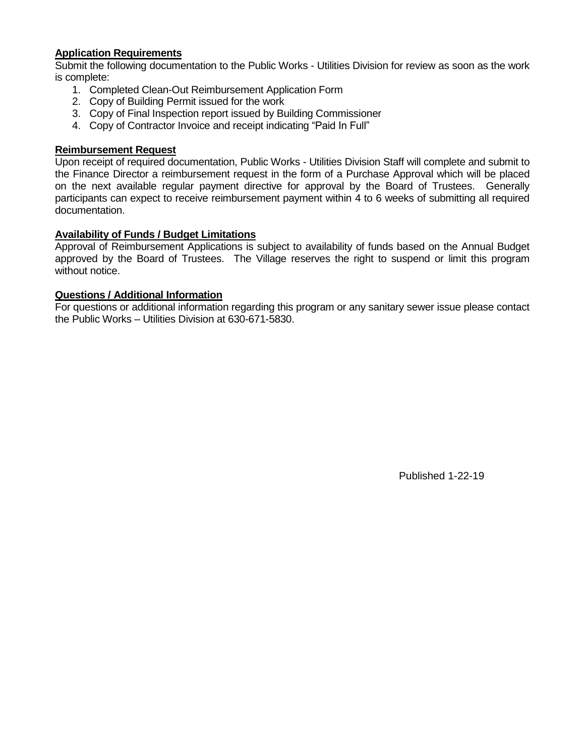**Application Requirements**

Submit the following documentation to the Public Works - Utilities Division for review as soon as the work is complete:

1. Completed Clean-Out Reimbursement Application Form
2. Copy of Building Permit issued for the work
3. Copy of Final Inspection report issued by Building Commissioner
4. Copy of Contractor Invoice and receipt indicating "Paid In Full"

**Reimbursement Request**

Upon receipt of required documentation, Public Works - Utilities Division Staff will complete and submit to the Finance Director a reimbursement request in the form of a Purchase Approval which will be placed on the next available regular payment directive for approval by the Board of Trustees. Generally participants can expect to receive reimbursement payment within 4 to 6 weeks of submitting all required documentation.

**Availability of Funds / Budget Limitations**

Approval of Reimbursement Applications is subject to availability of funds based on the Annual Budget approved by the Board of Trustees. The Village reserves the right to suspend or limit this program without notice.

**Questions / Additional Information**

For questions or additional information regarding this program or any sanitary sewer issue please contact the Public Works – Utilities Division at 630-671-5830.

Published 1-22-19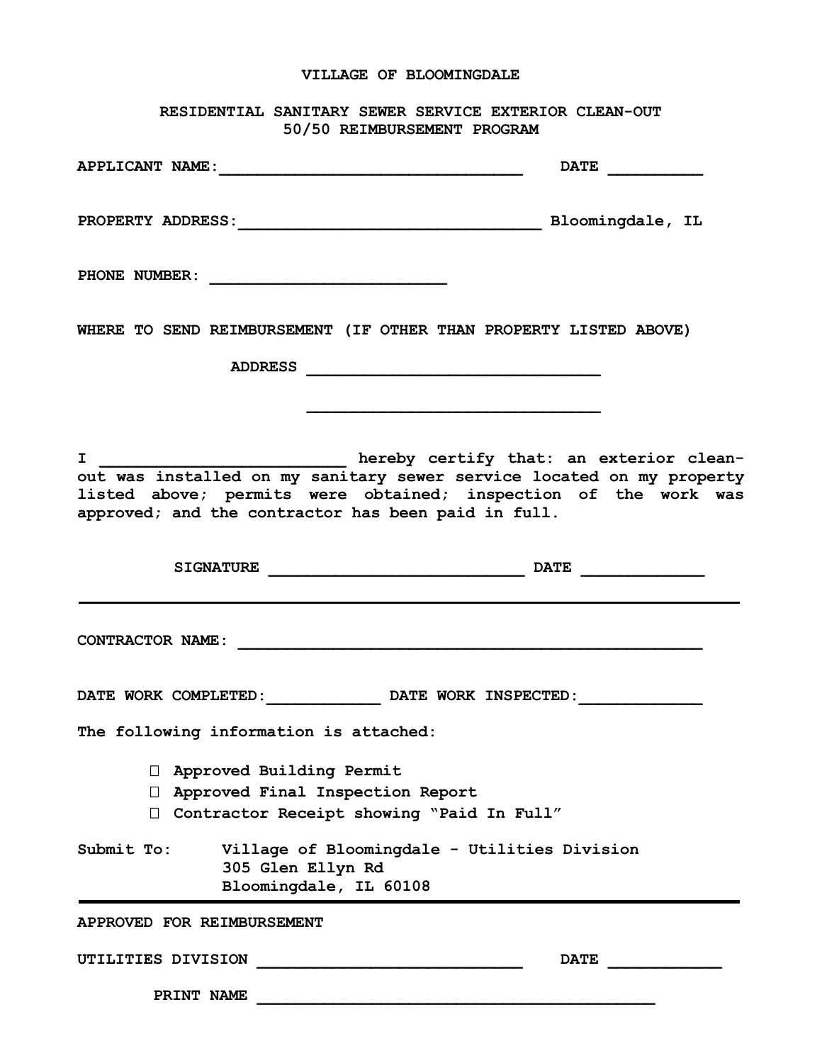# VILLAGE OF BLOOMINGDALE

## RESIDENTIAL SANITARY SEWER SERVICE EXTERIOR CLEAN-OUT 50/50 REIMBURSEMENT PROGRAM

**APPLICANT NAME:**________________________________ **DATE** __________

**PROPERTY ADDRESS:**_______________________________ **Bloomingdale, IL**

**PHONE NUMBER:** _________________________

**WHERE TO SEND REIMBURSEMENT (IF OTHER THAN PROPERTY LISTED ABOVE)**

**ADDRESS** _______________________________

_______________________________

**I** _________________________ **hereby certify that: an exterior clean-out was installed on my sanitary sewer service located on my property listed above; permits were obtained; inspection of the work was approved; and the contractor has been paid in full.**

**SIGNATURE** ___________________________ **DATE** _____________

---

**CONTRACTOR NAME:** _________________________________________________

**DATE WORK COMPLETED:**____________ **DATE WORK INSPECTED:**_____________

**The following information is attached:**

- ☐ **Approved Building Permit**
- ☐ **Approved Final Inspection Report**
- ☐ **Contractor Receipt showing "Paid In Full"**

**Submit To:** **Village of Bloomingdale - Utilities Division**
**305 Glen Ellyn Rd**
**Bloomingdale, IL 60108**

---

**APPROVED FOR REIMBURSEMENT**

**UTILITIES DIVISION** ____________________________ **DATE** ____________

**PRINT NAME** ___________________________________________